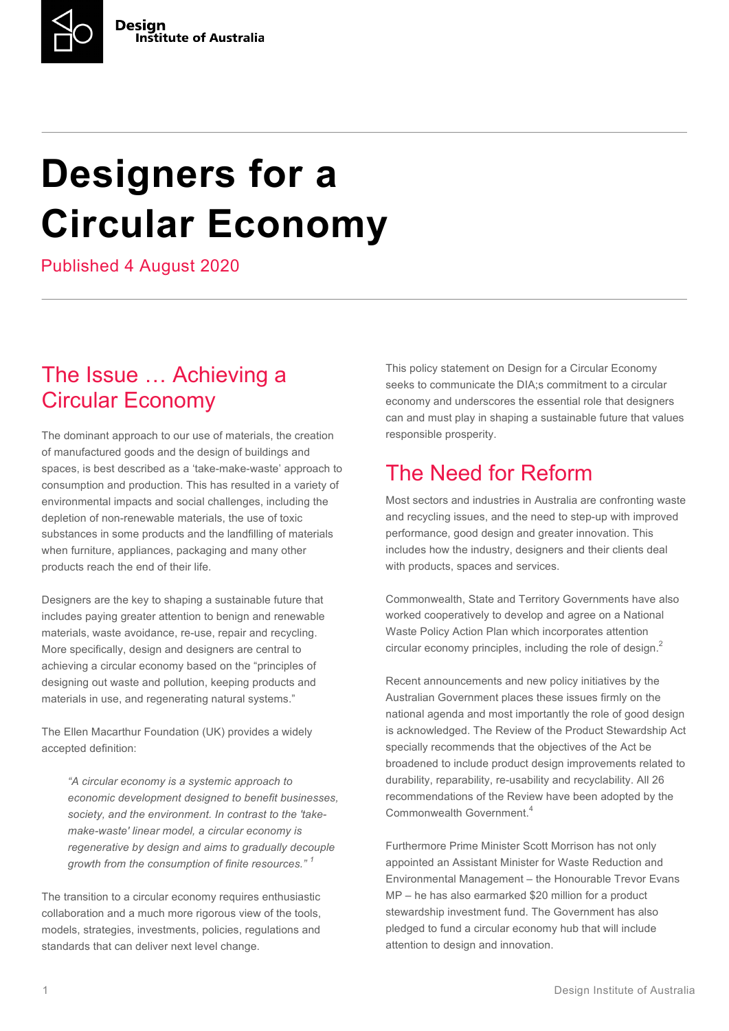Design Institute of Australia

# Designers for a Circular Economy

Published 4 August 2020

## The Issue … Achieving a Circular Economy

The dominant approach to our use of materials, the creation of manufactured goods and the design of buildings and spaces, is best described as a 'take-make-waste' approach to consumption and production. This has resulted in a variety of environmental impacts and social challenges, including the depletion of non-renewable materials, the use of toxic substances in some products and the landfilling of materials when furniture, appliances, packaging and many other products reach the end of their life.

Designers are the key to shaping a sustainable future that includes paying greater attention to benign and renewable materials, waste avoidance, re-use, repair and recycling. More specifically, design and designers are central to achieving a circular economy based on the "principles of designing out waste and pollution, keeping products and materials in use, and regenerating natural systems."

The Ellen Macarthur Foundation (UK) provides a widely accepted definition:

> *"A circular economy is a systemic approach to economic development designed to benefit businesses, society, and the environment. In contrast to the 'take-make-waste' linear model, a circular economy is regenerative by design and aims to gradually decouple growth from the consumption of finite resources."* [1]

The transition to a circular economy requires enthusiastic collaboration and a much more rigorous view of the tools, models, strategies, investments, policies, regulations and standards that can deliver next level change.

This policy statement on Design for a Circular Economy seeks to communicate the DIA;s commitment to a circular economy and underscores the essential role that designers can and must play in shaping a sustainable future that values responsible prosperity.

## The Need for Reform

Most sectors and industries in Australia are confronting waste and recycling issues, and the need to step-up with improved performance, good design and greater innovation. This includes how the industry, designers and their clients deal with products, spaces and services.

Commonwealth, State and Territory Governments have also worked cooperatively to develop and agree on a National Waste Policy Action Plan which incorporates attention circular economy principles, including the role of design.[2]

Recent announcements and new policy initiatives by the Australian Government places these issues firmly on the national agenda and most importantly the role of good design is acknowledged. The Review of the Product Stewardship Act specially recommends that the objectives of the Act be broadened to include product design improvements related to durability, reparability, re-usability and recyclability. All 26 recommendations of the Review have been adopted by the Commonwealth Government.[4]

Furthermore Prime Minister Scott Morrison has not only appointed an Assistant Minister for Waste Reduction and Environmental Management – the Honourable Trevor Evans MP – he has also earmarked $20 million for a product stewardship investment fund. The Government has also pledged to fund a circular economy hub that will include attention to design and innovation.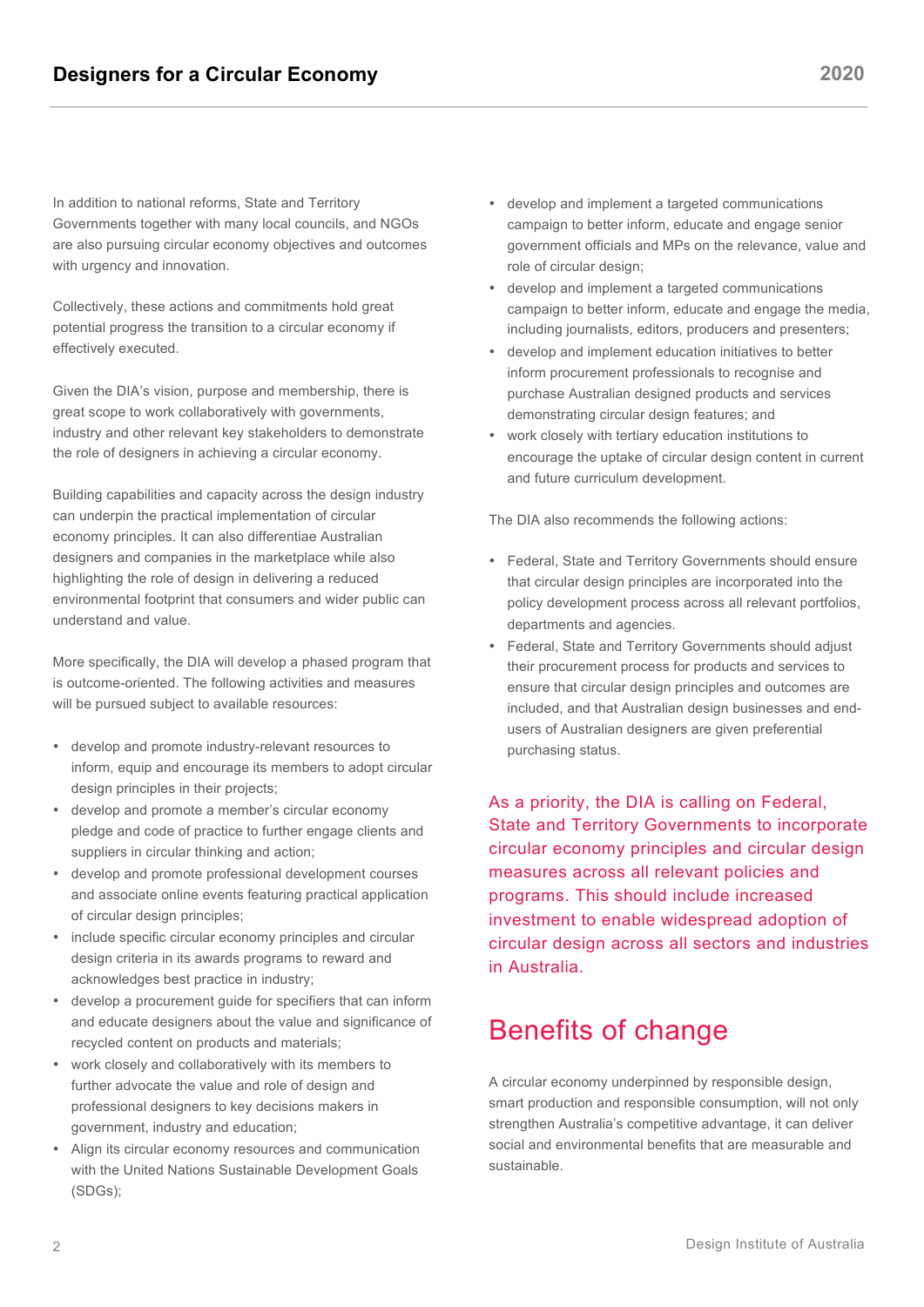In addition to national reforms, State and Territory Governments together with many local councils, and NGOs are also pursuing circular economy objectives and outcomes with urgency and innovation.

Collectively, these actions and commitments hold great potential progress the transition to a circular economy if effectively executed.

Given the DIA's vision, purpose and membership, there is great scope to work collaboratively with governments, industry and other relevant key stakeholders to demonstrate the role of designers in achieving a circular economy.

Building capabilities and capacity across the design industry can underpin the practical implementation of circular economy principles. It can also differentiae Australian designers and companies in the marketplace while also highlighting the role of design in delivering a reduced environmental footprint that consumers and wider public can understand and value.

More specifically, the DIA will develop a phased program that is outcome-oriented. The following activities and measures will be pursued subject to available resources:

- develop and promote industry-relevant resources to inform, equip and encourage its members to adopt circular design principles in their projects;
- develop and promote a member's circular economy pledge and code of practice to further engage clients and suppliers in circular thinking and action;
- develop and promote professional development courses and associate online events featuring practical application of circular design principles;
- include specific circular economy principles and circular design criteria in its awards programs to reward and acknowledges best practice in industry;
- develop a procurement guide for specifiers that can inform and educate designers about the value and significance of recycled content on products and materials;
- work closely and collaboratively with its members to further advocate the value and role of design and professional designers to key decisions makers in government, industry and education;
- Align its circular economy resources and communication with the United Nations Sustainable Development Goals (SDGs);
- develop and implement a targeted communications campaign to better inform, educate and engage senior government officials and MPs on the relevance, value and role of circular design;
- develop and implement a targeted communications campaign to better inform, educate and engage the media, including journalists, editors, producers and presenters;
- develop and implement education initiatives to better inform procurement professionals to recognise and purchase Australian designed products and services demonstrating circular design features; and
- work closely with tertiary education institutions to encourage the uptake of circular design content in current and future curriculum development.

The DIA also recommends the following actions:

- Federal, State and Territory Governments should ensure that circular design principles are incorporated into the policy development process across all relevant portfolios, departments and agencies.
- Federal, State and Territory Governments should adjust their procurement process for products and services to ensure that circular design principles and outcomes are included, and that Australian design businesses and end-users of Australian designers are given preferential purchasing status.

As a priority, the DIA is calling on Federal, State and Territory Governments to incorporate circular economy principles and circular design measures across all relevant policies and programs. This should include increased investment to enable widespread adoption of circular design across all sectors and industries in Australia.

## Benefits of change

A circular economy underpinned by responsible design, smart production and responsible consumption, will not only strengthen Australia's competitive advantage, it can deliver social and environmental benefits that are measurable and sustainable.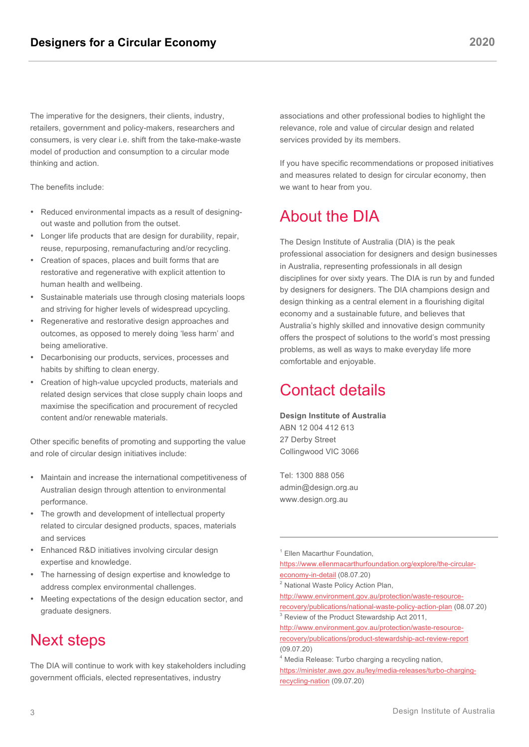The imperative for the designers, their clients, industry, retailers, government and policy-makers, researchers and consumers, is very clear i.e. shift from the take-make-waste model of production and consumption to a circular mode thinking and action.

The benefits include:

- Reduced environmental impacts as a result of designing-out waste and pollution from the outset.
- Longer life products that are design for durability, repair, reuse, repurposing, remanufacturing and/or recycling.
- Creation of spaces, places and built forms that are restorative and regenerative with explicit attention to human health and wellbeing.
- Sustainable materials use through closing materials loops and striving for higher levels of widespread upcycling.
- Regenerative and restorative design approaches and outcomes, as opposed to merely doing 'less harm' and being ameliorative.
- Decarbonising our products, services, processes and habits by shifting to clean energy.
- Creation of high-value upcycled products, materials and related design services that close supply chain loops and maximise the specification and procurement of recycled content and/or renewable materials.

Other specific benefits of promoting and supporting the value and role of circular design initiatives include:

- Maintain and increase the international competitiveness of Australian design through attention to environmental performance.
- The growth and development of intellectual property related to circular designed products, spaces, materials and services
- Enhanced R&D initiatives involving circular design expertise and knowledge.
- The harnessing of design expertise and knowledge to address complex environmental challenges.
- Meeting expectations of the design education sector, and graduate designers.

## Next steps

The DIA will continue to work with key stakeholders including government officials, elected representatives, industry associations and other professional bodies to highlight the relevance, role and value of circular design and related services provided by its members.

If you have specific recommendations or proposed initiatives and measures related to design for circular economy, then we want to hear from you.

## About the DIA

The Design Institute of Australia (DIA) is the peak professional association for designers and design businesses in Australia, representing professionals in all design disciplines for over sixty years. The DIA is run by and funded by designers for designers. The DIA champions design and design thinking as a central element in a flourishing digital economy and a sustainable future, and believes that Australia's highly skilled and innovative design community offers the prospect of solutions to the world's most pressing problems, as well as ways to make everyday life more comfortable and enjoyable.

## Contact details

**Design Institute of Australia**
ABN 12 004 412 613
27 Derby Street
Collingwood VIC 3066

Tel: 1300 888 056
admin@design.org.au
www.design.org.au

---

[1] Ellen Macarthur Foundation, https://www.ellenmacarthurfoundation.org/explore/the-circular-economy-in-detail (08.07.20)

[2] National Waste Policy Action Plan, http://www.environment.gov.au/protection/waste-resource-recovery/publications/national-waste-policy-action-plan (08.07.20)

[3] Review of the Product Stewardship Act 2011, http://www.environment.gov.au/protection/waste-resource-recovery/publications/product-stewardship-act-review-report (09.07.20)

[4] Media Release: Turbo charging a recycling nation, https://minister.awe.gov.au/ley/media-releases/turbo-charging-recycling-nation (09.07.20)